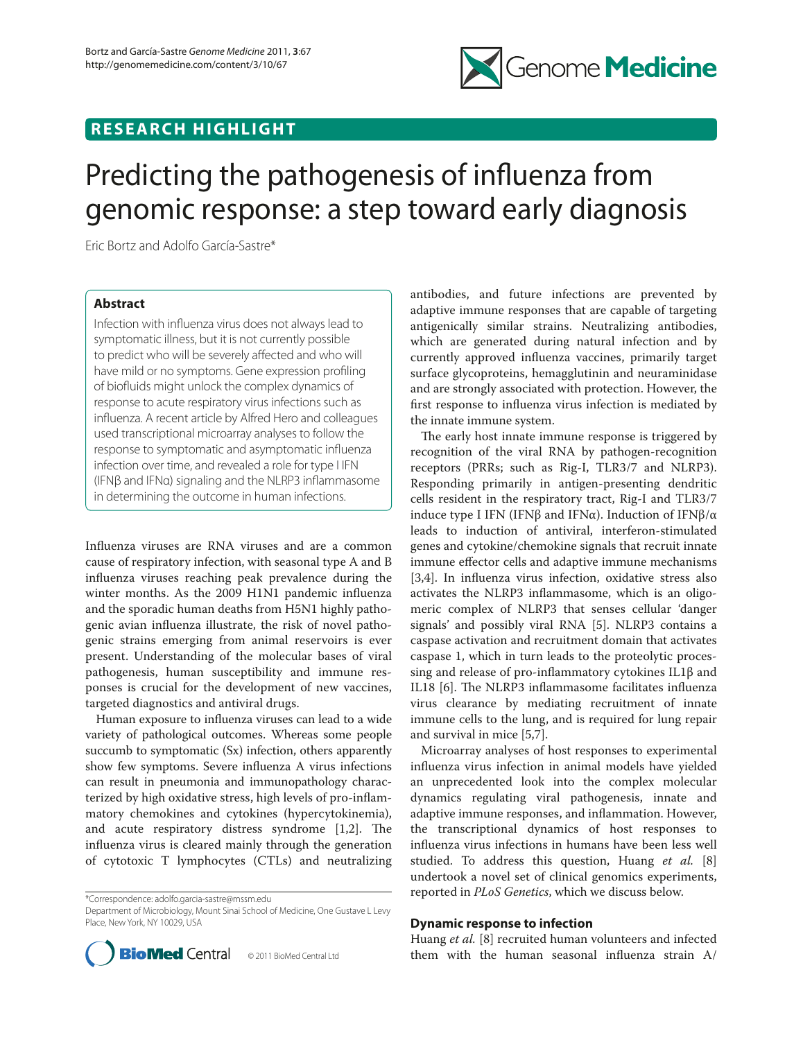RESEARCH HIGHLIGHT

# Predicting the pathogenesis of influenza from genomic response: a step toward early diagnosis

Eric Bortz and Adolfo García-Sastre*

## Abstract

Infection with influenza virus does not always lead to symptomatic illness, but it is not currently possible to predict who will be severely affected and who will have mild or no symptoms. Gene expression profiling of biofluids might unlock the complex dynamics of response to acute respiratory virus infections such as influenza. A recent article by Alfred Hero and colleagues used transcriptional microarray analyses to follow the response to symptomatic and asymptomatic influenza infection over time, and revealed a role for type I IFN (IFNβ and IFNα) signaling and the NLRP3 inflammasome in determining the outcome in human infections.

Influenza viruses are RNA viruses and are a common cause of respiratory infection, with seasonal type A and B influenza viruses reaching peak prevalence during the winter months. As the 2009 H1N1 pandemic influenza and the sporadic human deaths from H5N1 highly pathogenic avian influenza illustrate, the risk of novel pathogenic strains emerging from animal reservoirs is ever present. Understanding of the molecular bases of viral pathogenesis, human susceptibility and immune responses is crucial for the development of new vaccines, targeted diagnostics and antiviral drugs.

Human exposure to influenza viruses can lead to a wide variety of pathological outcomes. Whereas some people succumb to symptomatic (Sx) infection, others apparently show few symptoms. Severe influenza A virus infections can result in pneumonia and immunopathology characterized by high oxidative stress, high levels of pro-inflammatory chemokines and cytokines (hypercytokinemia), and acute respiratory distress syndrome [1,2]. The influenza virus is cleared mainly through the generation of cytotoxic T lymphocytes (CTLs) and neutralizing antibodies, and future infections are prevented by adaptive immune responses that are capable of targeting antigenically similar strains. Neutralizing antibodies, which are generated during natural infection and by currently approved influenza vaccines, primarily target surface glycoproteins, hemagglutinin and neuraminidase and are strongly associated with protection. However, the first response to influenza virus infection is mediated by the innate immune system.

The early host innate immune response is triggered by recognition of the viral RNA by pathogen-recognition receptors (PRRs; such as Rig-I, TLR3/7 and NLRP3). Responding primarily in antigen-presenting dendritic cells resident in the respiratory tract, Rig-I and TLR3/7 induce type I IFN (IFNβ and IFNα). Induction of IFNβ/α leads to induction of antiviral, interferon-stimulated genes and cytokine/chemokine signals that recruit innate immune effector cells and adaptive immune mechanisms [3,4]. In influenza virus infection, oxidative stress also activates the NLRP3 inflammasome, which is an oligomeric complex of NLRP3 that senses cellular 'danger signals' and possibly viral RNA [5]. NLRP3 contains a caspase activation and recruitment domain that activates caspase 1, which in turn leads to the proteolytic processing and release of pro-inflammatory cytokines IL1β and IL18 [6]. The NLRP3 inflammasome facilitates influenza virus clearance by mediating recruitment of innate immune cells to the lung, and is required for lung repair and survival in mice [5,7].

Microarray analyses of host responses to experimental influenza virus infection in animal models have yielded an unprecedented look into the complex molecular dynamics regulating viral pathogenesis, innate and adaptive immune responses, and inflammation. However, the transcriptional dynamics of host responses to influenza virus infections in humans have been less well studied. To address this question, Huang *et al.* [8] undertook a novel set of clinical genomics experiments, reported in *PLoS Genetics*, which we discuss below.

## Dynamic response to infection

Huang *et al.* [8] recruited human volunteers and infected them with the human seasonal influenza strain A/

*Correspondence: adolfo.garcia-sastre@mssm.edu
Department of Microbiology, Mount Sinai School of Medicine, One Gustave L Levy Place, New York, NY 10029, USA

© 2011 BioMed Central Ltd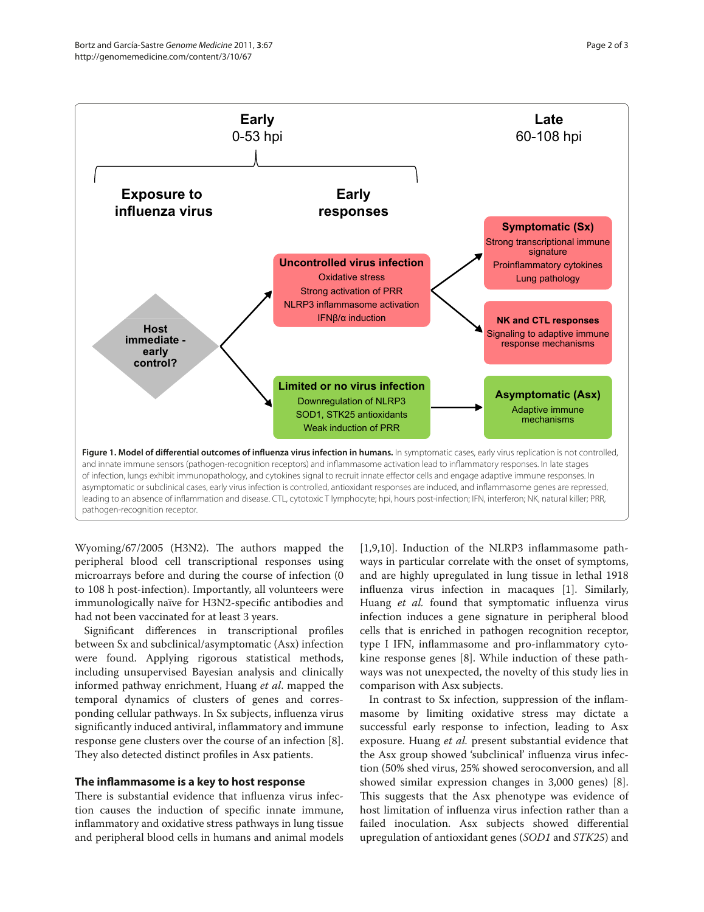**Figure 1. Model of differential outcomes of influenza virus infection in humans.** In symptomatic cases, early virus replication is not controlled, and innate immune sensors (pathogen-recognition receptors) and inflammasome activation lead to inflammatory responses. In late stages of infection, lungs exhibit immunopathology, and cytokines signal to recruit innate effector cells and engage adaptive immune responses. In asymptomatic or subclinical cases, early virus infection is controlled, antioxidant responses are induced, and inflammasome genes are repressed, leading to an absence of inflammation and disease. CTL, cytotoxic T lymphocyte; hpi, hours post-infection; IFN, interferon; NK, natural killer; PRR, pathogen-recognition receptor.

Wyoming/67/2005 (H3N2). The authors mapped the peripheral blood cell transcriptional responses using microarrays before and during the course of infection (0 to 108 h post-infection). Importantly, all volunteers were immunologically naïve for H3N2-specific antibodies and had not been vaccinated for at least 3 years.

Significant differences in transcriptional profiles between Sx and subclinical/asymptomatic (Asx) infection were found. Applying rigorous statistical methods, including unsupervised Bayesian analysis and clinically informed pathway enrichment, Huang *et al.* mapped the temporal dynamics of clusters of genes and corresponding cellular pathways. In Sx subjects, influenza virus significantly induced antiviral, inflammatory and immune response gene clusters over the course of an infection [8]. They also detected distinct profiles in Asx patients.

## The inflammasome is a key to host response

There is substantial evidence that influenza virus infection causes the induction of specific innate immune, inflammatory and oxidative stress pathways in lung tissue and peripheral blood cells in humans and animal models [1,9,10]. Induction of the NLRP3 inflammasome pathways in particular correlate with the onset of symptoms, and are highly upregulated in lung tissue in lethal 1918 influenza virus infection in macaques [1]. Similarly, Huang *et al.* found that symptomatic influenza virus infection induces a gene signature in peripheral blood cells that is enriched in pathogen recognition receptor, type I IFN, inflammasome and pro-inflammatory cytokine response genes [8]. While induction of these pathways was not unexpected, the novelty of this study lies in comparison with Asx subjects.

In contrast to Sx infection, suppression of the inflammasome by limiting oxidative stress may dictate a successful early response to infection, leading to Asx exposure. Huang *et al.* present substantial evidence that the Asx group showed 'subclinical' influenza virus infection (50% shed virus, 25% showed seroconversion, and all showed similar expression changes in 3,000 genes) [8]. This suggests that the Asx phenotype was evidence of host limitation of influenza virus infection rather than a failed inoculation. Asx subjects showed differential upregulation of antioxidant genes (*SOD1* and *STK25*) and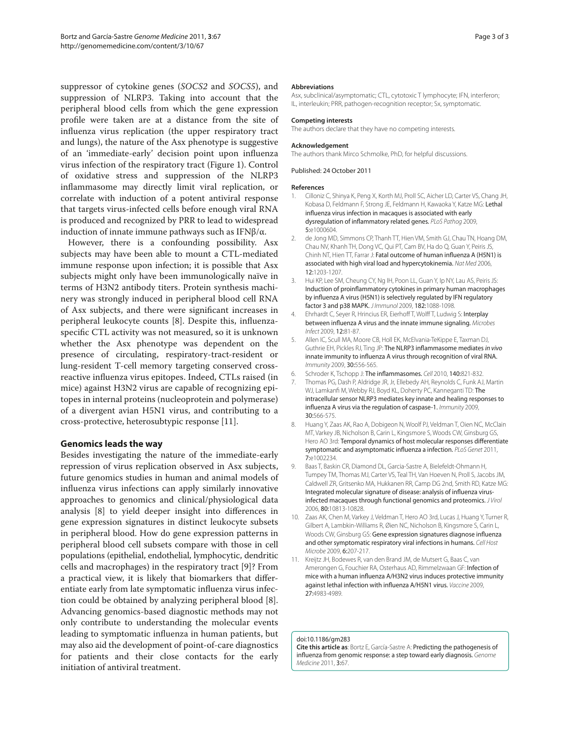suppressor of cytokine genes (*SOCS2* and *SOCS5*), and suppression of NLRP3. Taking into account that the peripheral blood cells from which the gene expression profile were taken are at a distance from the site of influenza virus replication (the upper respiratory tract and lungs), the nature of the Asx phenotype is suggestive of an 'immediate-early' decision point upon influenza virus infection of the respiratory tract (Figure 1). Control of oxidative stress and suppression of the NLRP3 inflammasome may directly limit viral replication, or correlate with induction of a potent antiviral response that targets virus-infected cells before enough viral RNA is produced and recognized by PRR to lead to widespread induction of innate immune pathways such as IFNβ/α.

However, there is a confounding possibility. Asx subjects may have been able to mount a CTL-mediated immune response upon infection; it is possible that Asx subjects might only have been immunologically naïve in terms of H3N2 antibody titers. Protein synthesis machinery was strongly induced in peripheral blood cell RNA of Asx subjects, and there were significant increases in peripheral leukocyte counts [8]. Despite this, influenza-specific CTL activity was not measured, so it is unknown whether the Asx phenotype was dependent on the presence of circulating, respiratory-tract-resident or lung-resident T-cell memory targeting conserved cross-reactive influenza virus epitopes. Indeed, CTLs raised (in mice) against H3N2 virus are capable of recognizing epitopes in internal proteins (nucleoprotein and polymerase) of a divergent avian H5N1 virus, and contributing to a cross-protective, heterosubtypic response [11].

## Genomics leads the way

Besides investigating the nature of the immediate-early repression of virus replication observed in Asx subjects, future genomics studies in human and animal models of influenza virus infections can apply similarly innovative approaches to genomics and clinical/physiological data analysis [8] to yield deeper insight into differences in gene expression signatures in distinct leukocyte subsets in peripheral blood. How do gene expression patterns in peripheral blood cell subsets compare with those in cell populations (epithelial, endothelial, lymphocytic, dendritic cells and macrophages) in the respiratory tract [9]? From a practical view, it is likely that biomarkers that differentiate early from late symptomatic influenza virus infection could be obtained by analyzing peripheral blood [8]. Advancing genomics-based diagnostic methods may not only contribute to understanding the molecular events leading to symptomatic influenza in human patients, but may also aid the development of point-of-care diagnostics for patients and their close contacts for the early initiation of antiviral treatment.

#### Abbreviations

Asx, subclinical/asymptomatic; CTL, cytotoxic T lymphocyte; IFN, interferon; IL, interleukin; PRR, pathogen-recognition receptor; Sx, symptomatic.

#### Competing interests

The authors declare that they have no competing interests.

#### Acknowledgement

The authors thank Mirco Schmolke, PhD, for helpful discussions.

Published: 24 October 2011

#### References

1. Cilloniz C, Shinya K, Peng X, Korth MJ, Proll SC, Aicher LD, Carter VS, Chang JH, Kobasa D, Feldmann F, Strong JE, Feldmann H, Kawaoka Y, Katze MG: **Lethal influenza virus infection in macaques is associated with early dysregulation of inflammatory related genes.** *PLoS Pathog* 2009, **5:**e1000604.
2. de Jong MD, Simmons CP, Thanh TT, Hien VM, Smith GJ, Chau TN, Hoang DM, Chau NV, Khanh TH, Dong VC, Qui PT, Cam BV, Ha do Q, Guan Y, Peiris JS, Chinh NT, Hien TT, Farrar J: **Fatal outcome of human influenza A (H5N1) is associated with high viral load and hypercytokinemia.** *Nat Med* 2006, **12:**1203-1207.
3. Hui KP, Lee SM, Cheung CY, Ng IH, Poon LL, Guan Y, Ip NY, Lau AS, Peiris JS: **Induction of proinflammatory cytokines in primary human macrophages by influenza A virus (H5N1) is selectively regulated by IFN regulatory factor 3 and p38 MAPK.** *J Immunol* 2009, **182:**1088-1098.
4. Ehrhardt C, Seyer R, Hrincius ER, Eierhoff T, Wolff T, Ludwig S: **Interplay between influenza A virus and the innate immune signaling.** *Microbes Infect* 2009, **12:**81-87.
5. Allen IC, Scull MA, Moore CB, Holl EK, McElvania-TeKippe E, Taxman DJ, Guthrie EH, Pickles RJ, Ting JP: **The NLRP3 inflammasome mediates *in vivo* innate immunity to influenza A virus through recognition of viral RNA.** *Immunity* 2009, **30:**556-565.
6. Schroder K, Tschopp J: **The inflammasomes.** *Cell* 2010, **140:**821-832.
7. Thomas PG, Dash P, Aldridge JR, Jr, Ellebedy AH, Reynolds C, Funk AJ, Martin WJ, Lamkanfi M, Webby RJ, Boyd KL, Doherty PC, Kanneganti TD: **The intracellular sensor NLRP3 mediates key innate and healing responses to influenza A virus via the regulation of caspase-1.** *Immunity* 2009, **30:**566-575.
8. Huang Y, Zaas AK, Rao A, Dobigeon N, Woolf PJ, Veldman T, Oien NC, McClain MT, Varkey JB, Nicholson B, Carin L, Kingsmore S, Woods CW, Ginsburg GS, Hero AO 3rd: **Temporal dynamics of host molecular responses differentiate symptomatic and asymptomatic influenza a infection.** *PLoS Genet* 2011, **7:**e1002234.
9. Baas T, Baskin CR, Diamond DL, García-Sastre A, Bielefeldt-Ohmann H, Tumpey TM, Thomas MJ, Carter VS, Teal TH, Van Hoeven N, Proll S, Jacobs JM, Caldwell ZR, Gritsenko MA, Hukkanen RR, Camp DG 2nd, Smith RD, Katze MG: **Integrated molecular signature of disease: analysis of influenza virus-infected macaques through functional genomics and proteomics.** *J Virol* 2006, **80:**10813-10828.
10. Zaas AK, Chen M, Varkey J, Veldman T, Hero AO 3rd, Lucas J, Huang Y, Turner R, Gilbert A, Lambkin-Williams R, Øien NC, Nicholson B, Kingsmore S, Carin L, Woods CW, Ginsburg GS: **Gene expression signatures diagnose influenza and other symptomatic respiratory viral infections in humans.** *Cell Host Microbe* 2009, **6:**207-217.
11. Kreijtz JH, Bodewes R, van den Brand JM, de Mutsert G, Baas C, van Amerongen G, Fouchier RA, Osterhaus AD, Rimmelzwaan GF: **Infection of mice with a human influenza A/H3N2 virus induces protective immunity against lethal infection with influenza A/H5N1 virus.** *Vaccine* 2009, **27:**4983-4989.

doi:10.1186/gm283

**Cite this article as**: Bortz E, García-Sastre A: **Predicting the pathogenesis of influenza from genomic response: a step toward early diagnosis.** *Genome Medicine* 2011, **3:**67.